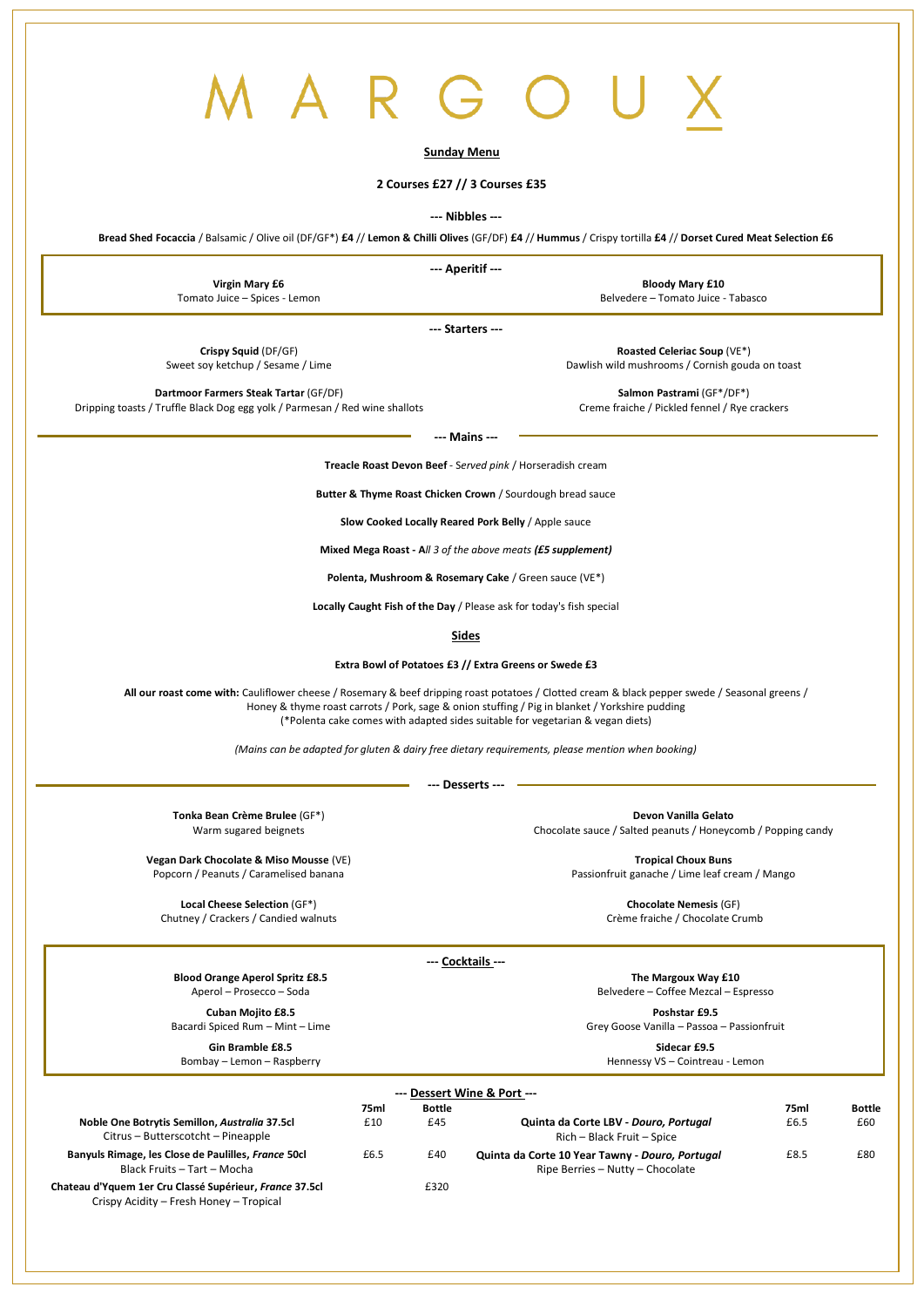# M A R G O U X

## Sunday Menu

**2 Courses £27 // 3 Courses £35**

### --- Nibbles ---

**Bread Shed Focaccia** / Balsamic / Olive oil (DF/GF*) **£4** // **Lemon & Chilli Olives** (GF/DF) **£4** // **Hummus** / Crispy tortilla **£4** // **Dorset Cured Meat Selection £6**

### --- Aperitif ---

**Virgin Mary £6**
Tomato Juice – Spices - Lemon

**Bloody Mary £10**
Belvedere – Tomato Juice - Tabasco

### --- Starters ---

**Crispy Squid** (DF/GF)
Sweet soy ketchup / Sesame / Lime

**Roasted Celeriac Soup** (VE*)
Dawlish wild mushrooms / Cornish gouda on toast

**Dartmoor Farmers Steak Tartar** (GF/DF)
Dripping toasts / Truffle Black Dog egg yolk / Parmesan / Red wine shallots

**Salmon Pastrami** (GF*/DF*)
Creme fraiche / Pickled fennel / Rye crackers

### --- Mains ---

**Treacle Roast Devon Beef** - *Served pink* / Horseradish cream

**Butter & Thyme Roast Chicken Crown** / Sourdough bread sauce

**Slow Cooked Locally Reared Pork Belly** / Apple sauce

**Mixed Mega Roast - A***ll 3 of the above meats* ***(£5 supplement)***

**Polenta, Mushroom & Rosemary Cake** / Green sauce (VE*)

**Locally Caught Fish of the Day** / Please ask for today's fish special

### Sides

**Extra Bowl of Potatoes £3 // Extra Greens or Swede £3**

**All our roast come with:** Cauliflower cheese / Rosemary & beef dripping roast potatoes / Clotted cream & black pepper swede / Seasonal greens / Honey & thyme roast carrots / Pork, sage & onion stuffing / Pig in blanket / Yorkshire pudding
(*Polenta cake comes with adapted sides suitable for vegetarian & vegan diets)

*(Mains can be adapted for gluten & dairy free dietary requirements, please mention when booking)*

### --- Desserts ---

**Tonka Bean Crème Brulee** (GF*)
Warm sugared beignets

**Devon Vanilla Gelato**
Chocolate sauce / Salted peanuts / Honeycomb / Popping candy

**Vegan Dark Chocolate & Miso Mousse** (VE)
Popcorn / Peanuts / Caramelised banana

**Tropical Choux Buns**
Passionfruit ganache / Lime leaf cream / Mango

**Local Cheese Selection** (GF*)
Chutney / Crackers / Candied walnuts

**Chocolate Nemesis** (GF)
Crème fraiche / Chocolate Crumb

### --- Cocktails ---

**Blood Orange Aperol Spritz £8.5**
Aperol – Prosecco – Soda

**The Margoux Way £10**
Belvedere – Coffee Mezcal – Espresso

**Cuban Mojito £8.5**
Bacardi Spiced Rum – Mint – Lime

**Poshstar £9.5**
Grey Goose Vanilla – Passoa – Passionfruit

**Gin Bramble £8.5**
Bombay – Lemon – Raspberry

**Sidecar £9.5**
Hennessy VS – Cointreau - Lemon

### --- Dessert Wine & Port ---

| | 75ml | Bottle |
|---|---|---|
| **Noble One Botrytis Semillon, *Australia* 37.5cl**<br>Citrus – Butterscotcht – Pineapple | £10 | £45 |
| **Banyuls Rimage, les Close de Paulilles, *France* 50cl**<br>Black Fruits – Tart – Mocha | £6.5 | £40 |
| **Chateau d'Yquem 1er Cru Classé Supérieur, *France* 37.5cl**<br>Crispy Acidity – Fresh Honey – Tropical | | £320 |
| **Quinta da Corte LBV - *Douro, Portugal***<br>Rich – Black Fruit – Spice | £6.5 | £60 |
| **Quinta da Corte 10 Year Tawny - *Douro, Portugal***<br>Ripe Berries – Nutty – Chocolate | £8.5 | £80 |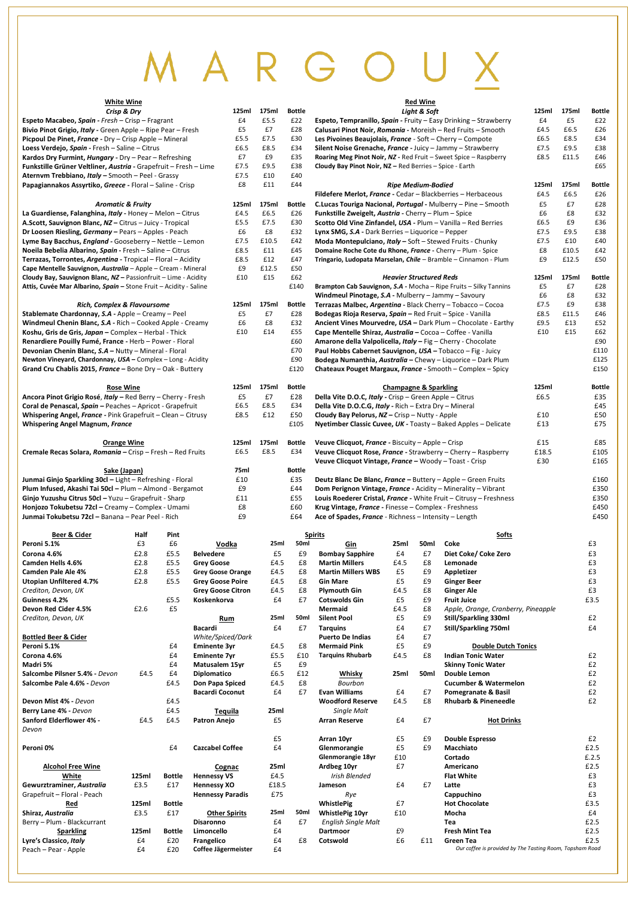# MARGOUX

## White Wine

| Crisp & Dry | 125ml | 175ml | Bottle |
|---|---|---|---|
| **Espeto Macabeo, *Spain*** - *Fresh* – Crisp – Fragrant | £4 | £5.5 | £22 |
| **Bivio Pinot Grigio, *Italy*** - Green Apple – Ripe Pear – Fresh | £5 | £7 | £28 |
| **Picpoul De Pinet, *France*** - Dry – Crisp Apple – Mineral | £5.5 | £7.5 | £30 |
| **Loess Verdejo, *Spain*** - Fresh – Saline – Citrus | £6.5 | £8.5 | £34 |
| **Kardos Dry Furmint, *Hungary*** - Dry – Pear – Refreshing | £7 | £9 | £35 |
| **Funkstille Grüner Veltliner, *Austria*** - Grapefruit – Fresh – Lime | £7.5 | £9.5 | £38 |
| **Aternvm Trebbiano, *Italy* –** Smooth – Peel - Grassy | £7.5 | £10 | £40 |
| **Papagiannakos Assyrtiko, *Greece*** - Floral – Saline - Crisp | £8 | £11 | £44 |

| Aromatic & Fruity | 125ml | 175ml | Bottle |
|---|---|---|---|
| **La Guardiense, Falanghina, *Italy*** - Honey – Melon – Citrus | £4.5 | £6.5 | £26 |
| **A.Scott, Sauvignon Blanc, *NZ*** – Citrus – Juicy - Tropical | £5.5 | £7.5 | £30 |
| **Dr Loosen Riesling, *Germany*** – Pears – Apples - Peach | £6 | £8 | £32 |
| **Lyme Bay Bacchus, *England*** - Gooseberry – Nettle – Lemon | £7.5 | £10.5 | £42 |
| **Noeila Bebelia Albarino, *Spain*** - Fresh – Saline – Citrus | £8.5 | £11 | £45 |
| **Terrazas, Torrontes, *Argentina*** - Tropical – Floral – Acidity | £8.5 | £12 | £47 |
| **Cape Mentelle Sauvignon, *Australia*** – Apple – Cream - Mineral | £9 | £12.5 | £50 |
| **Cloudy Bay, Sauvignon Blanc, *NZ*** – Passionfruit – Lime - Acidity | £10 | £15 | £62 |
| **Attis, Cuvée Mar Albarino, *Spain*** – Stone Fruit – Acidity - Saline | | | £140 |

| Rich, Complex & Flavoursome | 125ml | 175ml | Bottle |
|---|---|---|---|
| **Stablemate Chardonnay, *S.A*** - Apple – Creamy – Peel | £5 | £7 | £28 |
| **Windmeul Chenin Blanc, *S.A*** - Rich – Cooked Apple - Creamy | £6 | £8 | £32 |
| **Koshu, Gris de Gris, *Japan* –** Complex – Herbal - Thick | £10 | £14 | £55 |
| **Renardiere Pouilly Fumé, France** - Herb – Power - Floral | | | £60 |
| **Devonian Chenin Blanc, *S.A* –** Nutty – Mineral - Floral | | | £70 |
| **Newton Vineyard, Chardonnay, *USA* –** Complex – Long - Acidity | | | £90 |
| **Grand Cru Chablis 2015, *France* –** Bone Dry – Oak - Buttery | | | £120 |

## Rose Wine

| | 125ml | 175ml | Bottle |
|---|---|---|---|
| **Ancora Pinot Grigio Rosé, *Italy* –** Red Berry – Cherry - Fresh | £5 | £7 | £28 |
| **Coral de Penascal, *Spain* –** Peaches – Apricot - Grapefruit | £6.5 | £8.5 | £34 |
| **Whispering Angel, *France*** - Pink Grapefruit – Clean – Citrusy | £8.5 | £12 | £50 |
| **Whispering Angel Magnum, *France*** | | | £105 |

## Orange Wine

| | 125ml | 175ml | Bottle |
|---|---|---|---|
| **Cremale Recas Solara, *Romania* –** Crisp – Fresh – Red Fruits | £6.5 | £8.5 | £34 |

## Sake (Japan)

| | 75ml | Bottle |
|---|---|---|
| **Junmai Ginjo Sparkling 30cl –** Light – Refreshing - Floral | £10 | £35 |
| **Plum Infused, Akashi Tai 50cl –** Plum – Almond - Bergamot | £9 | £44 |
| **Ginjo Yuzushu Citrus 50cl –** Yuzu – Grapefruit - Sharp | £11 | £55 |
| **Honjozo Tokubetsu 72cl –** Creamy – Complex - Umami | £8 | £60 |
| **Junmai Tokubetsu 72cl –** Banana – Pear Peel - Rich | £9 | £64 |

## Red Wine

| Light & Soft | 125ml | 175ml | Bottle |
|---|---|---|---|
| **Espeto, Tempranillo, *Spain*** - Fruity – Easy Drinking – Strawberry | £4 | £5 | £22 |
| **Calusari Pinot Noir, *Romania*** - Moreish – Red Fruits – Smooth | £4.5 | £6.5 | £26 |
| **Les Pivoines Beaujolais, *France*** - Soft – Cherry – Compote | £6.5 | £8.5 | £34 |
| **Silent Noise Grenache, *France*** - Juicy – Jammy – Strawberry | £7.5 | £9.5 | £38 |
| **Roaring Meg Pinot Noir, *NZ*** - Red Fruit – Sweet Spice – Raspberry | £8.5 | £11.5 | £46 |
| **Cloudy Bay Pinot Noir, NZ –** Red Berries – Spice - Earth | | | £65 |

| Ripe Medium-Bodied | 125ml | 175ml | Bottle |
|---|---|---|---|
| **Fildefere Merlot, *France*** - Cedar – Blackberries – Herbaceous | £4.5 | £6.5 | £26 |
| **C.Lucas Touriga Nacional, *Portugal*** - Mulberry – Pine – Smooth | £5 | £7 | £28 |
| **Funkstille Zweigelt, *Austria*** - Cherry – Plum – Spice | £6 | £8 | £32 |
| **Scotto Old Vine Zinfandel, *USA*** - Plum – Vanilla – Red Berries | £6.5 | £9 | £36 |
| **Lynx SMG, *S.A*** - Dark Berries – Liquorice – Pepper | £7.5 | £9.5 | £38 |
| **Moda Montepulciano, *Italy* –** Soft – Stewed Fruits - Chunky | £7.5 | £10 | £40 |
| **Domaine Roche Cote du Rhone, *France*** - Cherry – Plum - Spice | £8 | £10.5 | £42 |
| **Tringario, Ludopata Marselan, *Chile*** – Bramble – Cinnamon - Plum | £9 | £12.5 | £50 |

| Heavier Structured Reds | 125ml | 175ml | Bottle |
|---|---|---|---|
| **Brampton Cab Sauvignon, *S.A*** - Mocha – Ripe Fruits – Silky Tannins | £5 | £7 | £28 |
| **Windmeul Pinotage, *S.A*** - Mulberry – Jammy – Savoury | £6 | £8 | £32 |
| **Terrazas Malbec, *Argentina*** - Black Cherry – Tobacco – Cocoa | £7.5 | £9 | £38 |
| **Bodegas Rioja Reserva, *Spain* –** Red Fruit – Spice - Vanilla | £8.5 | £11.5 | £46 |
| **Ancient Vines Mourvedre, *USA* –** Dark Plum – Chocolate - Earthy | £9.5 | £13 | £52 |
| **Cape Mentelle Shiraz, *Australia* –** Cocoa – Coffee - Vanilla | £10 | £15 | £62 |
| **Amarone della Valpolicella, *Italy* –** Fig – Cherry - Chocolate | | | £90 |
| **Paul Hobbs Cabernet Sauvignon, *USA* –** Tobacco – Fig - Juicy | | | £110 |
| **Bodega Numanthia, *Australia* –** Chewy – Liquorice – Dark Plum | | | £125 |
| **Chateaux Pouget Margaux, *France*** - Smooth – Complex – Spicy | | | £150 |

## Champagne & Sparkling

| | 125ml | Bottle |
|---|---|---|
| **Della Vite D.O.C, *Italy*** - Crisp – Green Apple – Citrus | £6.5 | £35 |
| **Della Vite D.O.C.G, *Italy*** - Rich – Extra Dry – Mineral | | £45 |
| **Cloudy Bay Pelorus, *NZ* –** Crisp – Nutty - Apple | £10 | £50 |
| **Nyetimber Classic Cuvee, *UK*** - Toasty – Baked Apples – Delicate | £13 | £75 |
| **Veuve Clicquot, *France*** - Biscuity – Apple – Crisp | £15 | £85 |
| **Veuve Clicquot Rose, *France*** - Strawberry – Cherry – Raspberry | £18.5 | £105 |
| **Veuve Clicquot Vintage, *France* –** Woody – Toast - Crisp | £30 | £165 |
| **Deutz Blanc De Blanc, *France* –** Buttery – Apple – Green Fruits | | £160 |
| **Dom Perignon Vintage, *France*** - Acidity – Minerality – Vibrant | | £350 |
| **Louis Roederer Cristal, *France*** - White Fruit – Citrussy – Freshness | | £350 |
| **Krug Vintage, *France*** - Finesse – Complex - Freshness | | £450 |
| **Ace of Spades, *France*** - Richness – Intensity – Length | | £450 |

## Beer & Cider

| | Half | Pint |
|---|---|---|
| **Peroni 5.1%** | £3 | £6 |
| **Corona 4.6%** | £2.8 | £5.5 |
| **Camden Hells 4.6%** | £2.8 | £5.5 |
| **Camden Pale Ale 4%** | £2.8 | £5.5 |
| **Utopian Unfiltered 4.7%** *Crediton, Devon, UK* | £2.8 | £5.5 |
| **Guinness 4.2%** | | £5.5 |
| **Devon Red Cider 4.5%** *Crediton, Devon, UK* | £2.6 | £5 |

### Bottled Beer & Cider

| | | |
|---|---|---|
| **Peroni 5.1%** | | £4 |
| **Corona 4.6%** | | £4 |
| **Madri 5%** | | £4 |
| **Salcombe Pilsner 5.4% -** *Devon* | £4.5 | £4 |
| **Salcombe Pale 4.6% -** *Devon* | | £4.5 |
| **Devon Mist 4% -** *Devon* | | £4.5 |
| **Berry Lane 4% -** *Devon* | | £4.5 |
| **Sanford Elderflower 4% -** *Devon* | £4.5 | £4.5 |
| **Peroni 0%** | | £4 |

### Alcohol Free Wine

| White | 125ml | Bottle |
|---|---|---|
| ***Gewurztraminer, Australia*** Grapefruit – Floral - Peach | £3.5 | £17 |
| **Red** | **125ml** | **Bottle** |
| ***Shiraz, Australia*** Berry – Plum - Blackcurrant | £3.5 | £17 |
| **Sparkling** | **125ml** | **Bottle** |
| ***Lyre's Classico, Italy*** | £4 | £20 |
| Peach – Pear - Apple | £4 | £20 |

## Spirits

| Vodka | 25ml | 50ml |
|---|---|---|
| **Belvedere** | £5 | £9 |
| **Grey Goose** | £4.5 | £8 |
| **Grey Goose Orange** | £4.5 | £8 |
| **Grey Goose Poire** | £4.5 | £8 |
| **Grey Goose Citron** | £4.5 | £8 |
| **Koskenkorva** | £4 | £7 |

| Rum | 25ml | 50ml |
|---|---|---|
| **Bacardi** *White/Spiced/Dark* | £4 | £7 |
| **Eminente 3yr** | £4.5 | £8 |
| **Eminente 7yr** | £5.5 | £10 |
| **Matusalem 15yr** | £5 | £9 |
| **Diplomatico** | £6.5 | £12 |
| **Don Papa Spiced** | £4.5 | £8 |
| **Bacardi Coconut** | £4 | £7 |

| Tequila | 25ml |
|---|---|
| **Patron Anejo** | £5 |
| | £5 |
| **Cazcabel Coffee** | £4 |

| Cognac | 25ml |
|---|---|
| **Hennessy VS** | £4.5 |
| **Hennessy XO** | £18.5 |
| **Hennessy Paradis** | £75 |

| Other Spirits | 25ml | 50ml |
|---|---|---|
| **Disaronno** | £4 | £7 |
| **Limoncello** | £4 | |
| **Frangelico** | £4 | £8 |
| **Coffee Jägermeister** | £4 | |

| Gin | 25ml | 50ml |
|---|---|---|
| **Bombay Sapphire** | £4 | £7 |
| **Martin Millers** | £4.5 | £8 |
| **Martin Millers WBS** | £5 | £9 |
| **Gin Mare** | £5 | £9 |
| **Plymouth Gin** | £4.5 | £8 |
| **Cotswolds Gin** | £5 | £9 |
| **Mermaid** | £4.5 | £8 |
| **Silent Pool** | £5 | £9 |
| **Tarquins** | £4 | £7 |
| **Puerto De Indias** | £4 | £7 |
| **Mermaid Pink** | £5 | £9 |
| **Tarquins Rhubarb** | £4.5 | £8 |

| Whisky | 25ml | 50ml |
|---|---|---|
| *Bourbon* | | |
| **Evan Williams** | £4 | £7 |
| **Woodford Reserve** | £4.5 | £8 |
| *Single Malt* | | |
| **Arran Reserve** | £4 | £7 |
| **Arran 10yr** | £5 | £9 |
| **Glenmorangie** | £5 | £9 |
| **Glenmorangie 18yr** | £10 | |
| **Ardbeg 10yr** | £7 | |
| *Irish Blended* | | |
| **Jameson** | £4 | £7 |
| *Rye* | | |
| **WhistlePig** | £7 | |
| **WhistlePig 10yr** | £10 | |
| *English Single Malt* | | |
| **Dartmoor** | £9 | |
| **Cotswold** | £6 | £11 |

## Softs

| | |
|---|---|
| **Coke** | £3 |
| **Diet Coke/ Coke Zero** | £3 |
| **Lemonade** | £3 |
| **Appletizer** | £3 |
| **Ginger Beer** | £3 |
| **Ginger Ale** | £3 |
| **Fruit Juice** *Apple, Orange, Cranberry, Pineapple* | £3.5 |
| **Still/Sparkling 330ml** | £2 |
| **Still/Sparkling 750ml** | £4 |

### Double Dutch Tonics

| | |
|---|---|
| **Indian Tonic Water** | £2 |
| **Skinny Tonic Water** | £2 |
| **Double Lemon** | £2 |
| **Cucumber & Watermelon** | £2 |
| **Pomegranate & Basil** | £2 |
| **Rhubarb & Pineneedle** | £2 |

### Hot Drinks

| | |
|---|---|
| **Double Espresso** | £2 |
| **Macchiato** | £2.5 |
| **Cortado** | £.2.5 |
| **Americano** | £2.5 |
| **Flat White** | £3 |
| **Latte** | £3 |
| **Cappuchino** | £3 |
| **Hot Chocolate** | £3.5 |
| **Mocha** | £4 |
| **Tea** | £2.5 |
| **Fresh Mint Tea** | £2.5 |
| **Green Tea** | £2.5 |

*Our coffee is provided by The Tasting Room, Topsham Road*